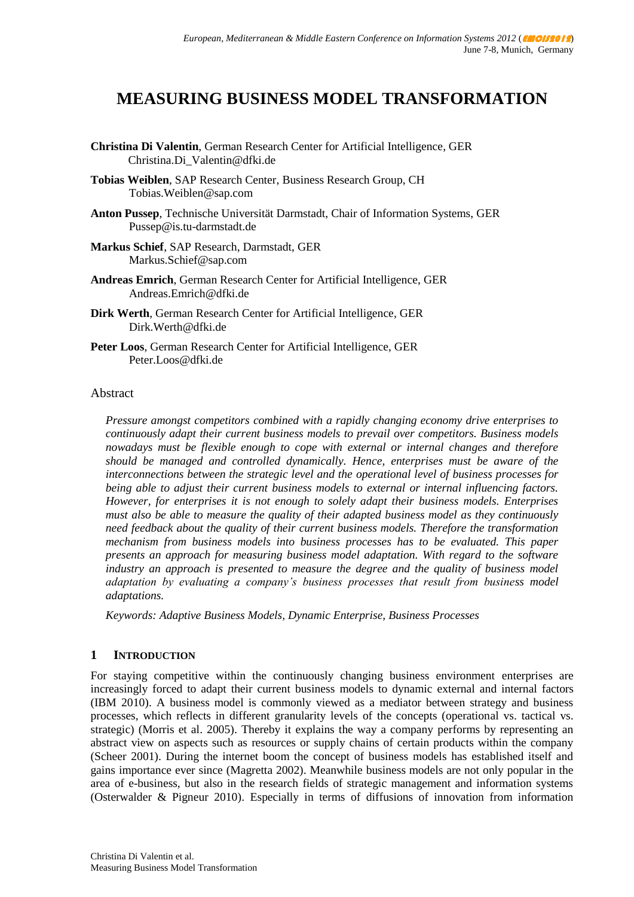# MEASURING BUSINESS MODEL TRANSFORMATION

**Christina Di Valentin**, German Research Center for Artificial Intelligence, GER
Christina.Di_Valentin@dfki.de

**Tobias Weiblen**, SAP Research Center, Business Research Group, CH
Tobias.Weiblen@sap.com

**Anton Pussep**, Technische Universität Darmstadt, Chair of Information Systems, GER
Pussep@is.tu-darmstadt.de

**Markus Schief**, SAP Research, Darmstadt, GER
Markus.Schief@sap.com

**Andreas Emrich**, German Research Center for Artificial Intelligence, GER
Andreas.Emrich@dfki.de

**Dirk Werth**, German Research Center for Artificial Intelligence, GER
Dirk.Werth@dfki.de

**Peter Loos**, German Research Center for Artificial Intelligence, GER
Peter.Loos@dfki.de

## Abstract

*Pressure amongst competitors combined with a rapidly changing economy drive enterprises to continuously adapt their current business models to prevail over competitors. Business models nowadays must be flexible enough to cope with external or internal changes and therefore should be managed and controlled dynamically. Hence, enterprises must be aware of the interconnections between the strategic level and the operational level of business processes for being able to adjust their current business models to external or internal influencing factors. However, for enterprises it is not enough to solely adapt their business models. Enterprises must also be able to measure the quality of their adapted business model as they continuously need feedback about the quality of their current business models. Therefore the transformation mechanism from business models into business processes has to be evaluated. This paper presents an approach for measuring business model adaptation. With regard to the software industry an approach is presented to measure the degree and the quality of business model adaptation by evaluating a company's business processes that result from business model adaptations.*

*Keywords: Adaptive Business Models, Dynamic Enterprise, Business Processes*

## 1 Introduction

For staying competitive within the continuously changing business environment enterprises are increasingly forced to adapt their current business models to dynamic external and internal factors (IBM 2010). A business model is commonly viewed as a mediator between strategy and business processes, which reflects in different granularity levels of the concepts (operational vs. tactical vs. strategic) (Morris et al. 2005). Thereby it explains the way a company performs by representing an abstract view on aspects such as resources or supply chains of certain products within the company (Scheer 2001). During the internet boom the concept of business models has established itself and gains importance ever since (Magretta 2002). Meanwhile business models are not only popular in the area of e-business, but also in the research fields of strategic management and information systems (Osterwalder & Pigneur 2010). Especially in terms of diffusions of innovation from information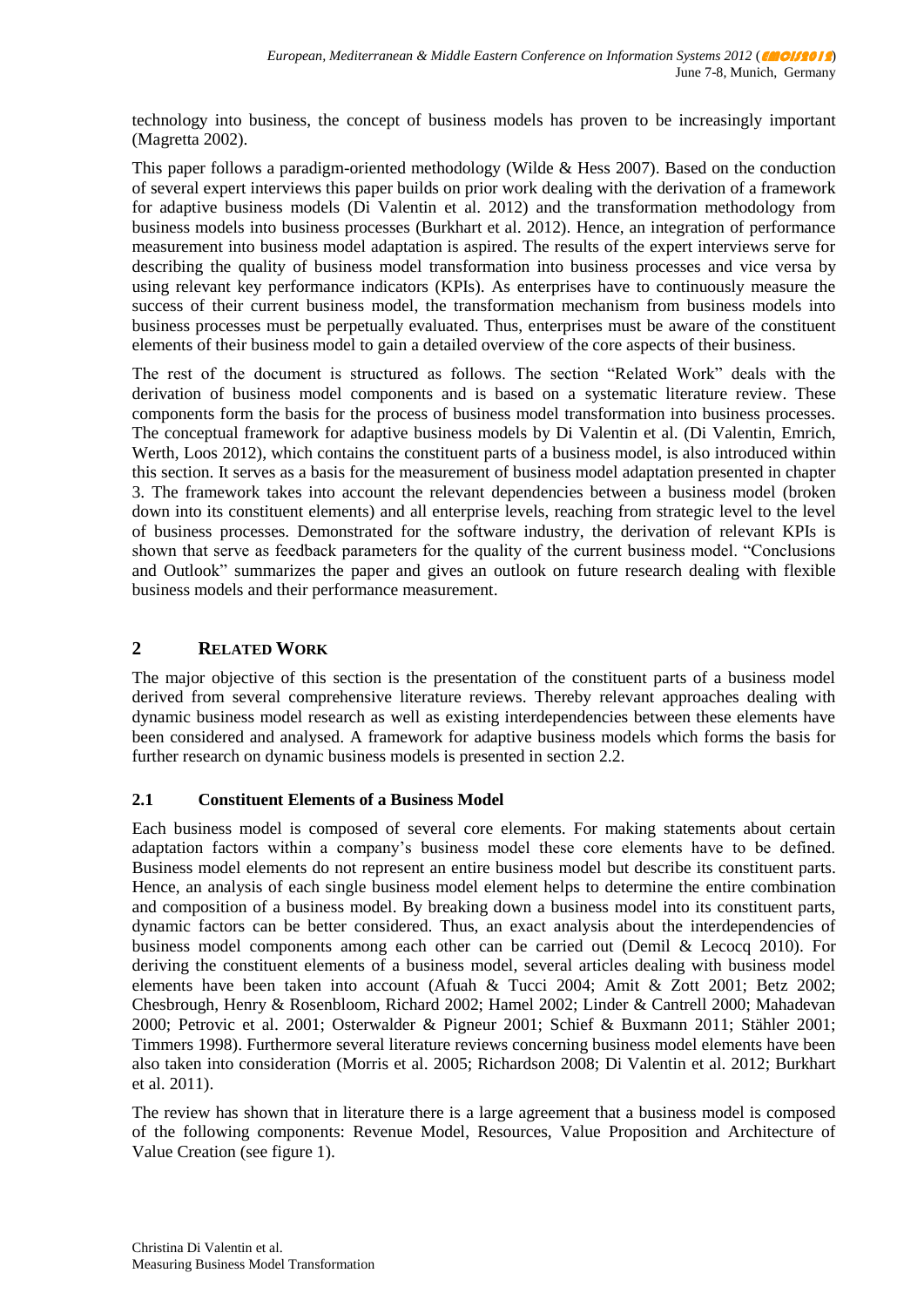technology into business, the concept of business models has proven to be increasingly important (Magretta 2002).

This paper follows a paradigm-oriented methodology (Wilde & Hess 2007). Based on the conduction of several expert interviews this paper builds on prior work dealing with the derivation of a framework for adaptive business models (Di Valentin et al. 2012) and the transformation methodology from business models into business processes (Burkhart et al. 2012). Hence, an integration of performance measurement into business model adaptation is aspired. The results of the expert interviews serve for describing the quality of business model transformation into business processes and vice versa by using relevant key performance indicators (KPIs). As enterprises have to continuously measure the success of their current business model, the transformation mechanism from business models into business processes must be perpetually evaluated. Thus, enterprises must be aware of the constituent elements of their business model to gain a detailed overview of the core aspects of their business.

The rest of the document is structured as follows. The section "Related Work" deals with the derivation of business model components and is based on a systematic literature review. These components form the basis for the process of business model transformation into business processes. The conceptual framework for adaptive business models by Di Valentin et al. (Di Valentin, Emrich, Werth, Loos 2012), which contains the constituent parts of a business model, is also introduced within this section. It serves as a basis for the measurement of business model adaptation presented in chapter 3. The framework takes into account the relevant dependencies between a business model (broken down into its constituent elements) and all enterprise levels, reaching from strategic level to the level of business processes. Demonstrated for the software industry, the derivation of relevant KPIs is shown that serve as feedback parameters for the quality of the current business model. "Conclusions and Outlook" summarizes the paper and gives an outlook on future research dealing with flexible business models and their performance measurement.

## 2 RELATED WORK

The major objective of this section is the presentation of the constituent parts of a business model derived from several comprehensive literature reviews. Thereby relevant approaches dealing with dynamic business model research as well as existing interdependencies between these elements have been considered and analysed. A framework for adaptive business models which forms the basis for further research on dynamic business models is presented in section 2.2.

### 2.1 Constituent Elements of a Business Model

Each business model is composed of several core elements. For making statements about certain adaptation factors within a company's business model these core elements have to be defined. Business model elements do not represent an entire business model but describe its constituent parts. Hence, an analysis of each single business model element helps to determine the entire combination and composition of a business model. By breaking down a business model into its constituent parts, dynamic factors can be better considered. Thus, an exact analysis about the interdependencies of business model components among each other can be carried out (Demil & Lecocq 2010). For deriving the constituent elements of a business model, several articles dealing with business model elements have been taken into account (Afuah & Tucci 2004; Amit & Zott 2001; Betz 2002; Chesbrough, Henry & Rosenbloom, Richard 2002; Hamel 2002; Linder & Cantrell 2000; Mahadevan 2000; Petrovic et al. 2001; Osterwalder & Pigneur 2001; Schief & Buxmann 2011; Stähler 2001; Timmers 1998). Furthermore several literature reviews concerning business model elements have been also taken into consideration (Morris et al. 2005; Richardson 2008; Di Valentin et al. 2012; Burkhart et al. 2011).

The review has shown that in literature there is a large agreement that a business model is composed of the following components: Revenue Model, Resources, Value Proposition and Architecture of Value Creation (see figure 1).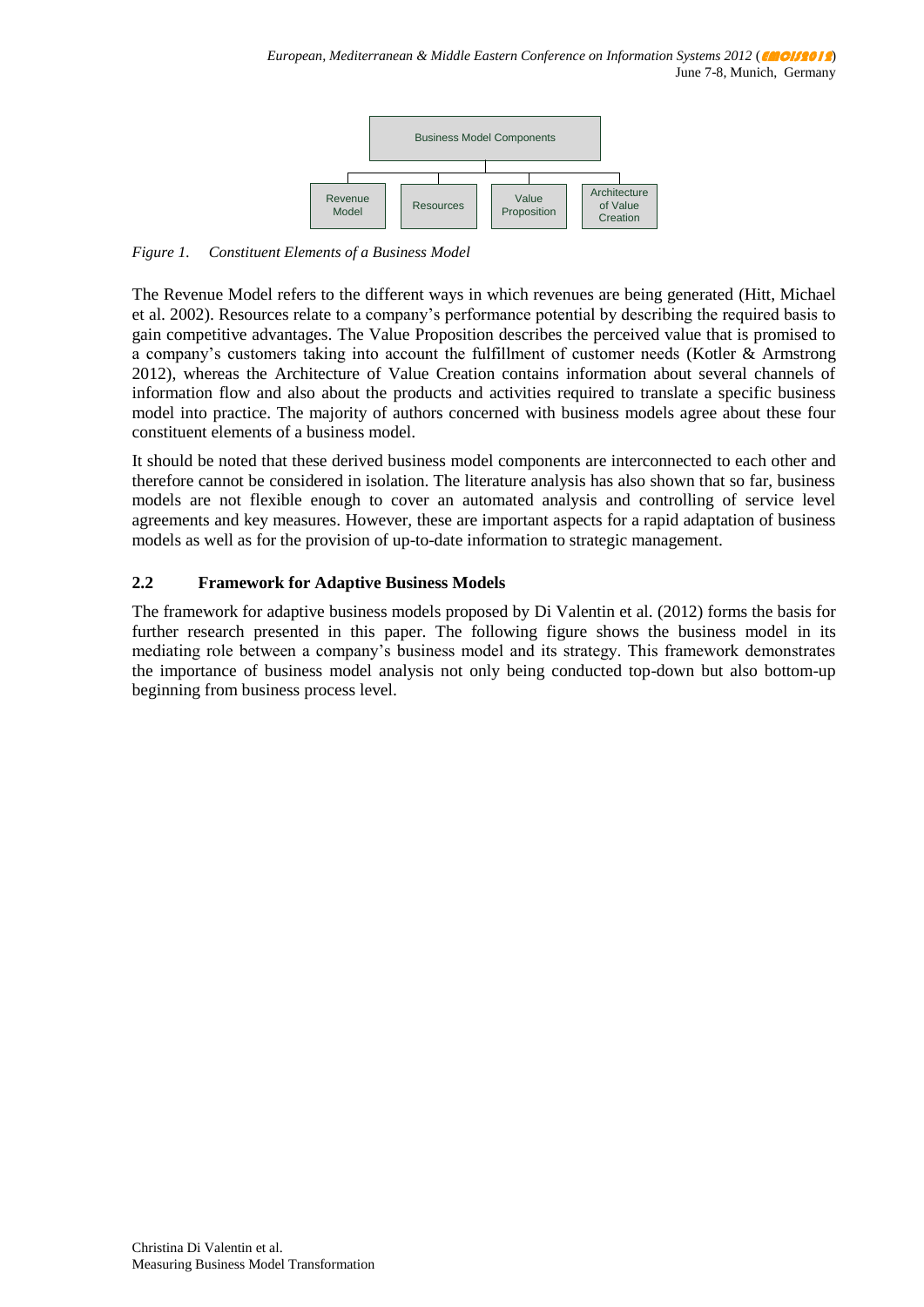Business Model Components

Revenue Model | Resources | Value Proposition | Architecture of Value Creation

*Figure 1. Constituent Elements of a Business Model*

The Revenue Model refers to the different ways in which revenues are being generated (Hitt, Michael et al. 2002). Resources relate to a company's performance potential by describing the required basis to gain competitive advantages. The Value Proposition describes the perceived value that is promised to a company's customers taking into account the fulfillment of customer needs (Kotler & Armstrong 2012), whereas the Architecture of Value Creation contains information about several channels of information flow and also about the products and activities required to translate a specific business model into practice. The majority of authors concerned with business models agree about these four constituent elements of a business model.

It should be noted that these derived business model components are interconnected to each other and therefore cannot be considered in isolation. The literature analysis has also shown that so far, business models are not flexible enough to cover an automated analysis and controlling of service level agreements and key measures. However, these are important aspects for a rapid adaptation of business models as well as for the provision of up-to-date information to strategic management.

### 2.2 Framework for Adaptive Business Models

The framework for adaptive business models proposed by Di Valentin et al. (2012) forms the basis for further research presented in this paper. The following figure shows the business model in its mediating role between a company's business model and its strategy. This framework demonstrates the importance of business model analysis not only being conducted top-down but also bottom-up beginning from business process level.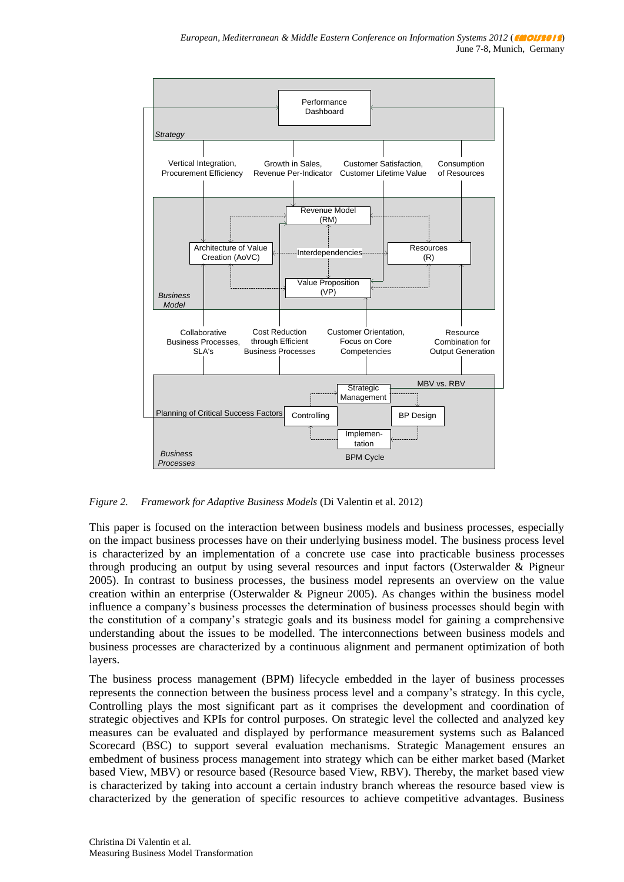Performance Dashboard

Strategy

Vertical Integration, Procurement Efficiency

Growth in Sales, Revenue Per-Indicator

Customer Satisfaction, Customer Lifetime Value

Consumption of Resources

Revenue Model (RM)

Architecture of Value Creation (AoVC)

Interdependencies

Resources (R)

Value Proposition (VP)

Business Model

Collaborative Business Processes, SLA's

Cost Reduction through Efficient Business Processes

Customer Orientation, Focus on Core Competencies

Resource Combination for Output Generation

MBV vs. RBV

Strategic Management

Planning of Critical Success Factors

Controlling

BP Design

Implementation

Business Processes

BPM Cycle

*Figure 2. Framework for Adaptive Business Models* (Di Valentin et al. 2012)

This paper is focused on the interaction between business models and business processes, especially on the impact business processes have on their underlying business model. The business process level is characterized by an implementation of a concrete use case into practicable business processes through producing an output by using several resources and input factors (Osterwalder & Pigneur 2005). In contrast to business processes, the business model represents an overview on the value creation within an enterprise (Osterwalder & Pigneur 2005). As changes within the business model influence a company's business processes the determination of business processes should begin with the constitution of a company's strategic goals and its business model for gaining a comprehensive understanding about the issues to be modelled. The interconnections between business models and business processes are characterized by a continuous alignment and permanent optimization of both layers.

The business process management (BPM) lifecycle embedded in the layer of business processes represents the connection between the business process level and a company's strategy. In this cycle, Controlling plays the most significant part as it comprises the development and coordination of strategic objectives and KPIs for control purposes. On strategic level the collected and analyzed key measures can be evaluated and displayed by performance measurement systems such as Balanced Scorecard (BSC) to support several evaluation mechanisms. Strategic Management ensures an embedment of business process management into strategy which can be either market based (Market based View, MBV) or resource based (Resource based View, RBV). Thereby, the market based view is characterized by taking into account a certain industry branch whereas the resource based view is characterized by the generation of specific resources to achieve competitive advantages. Business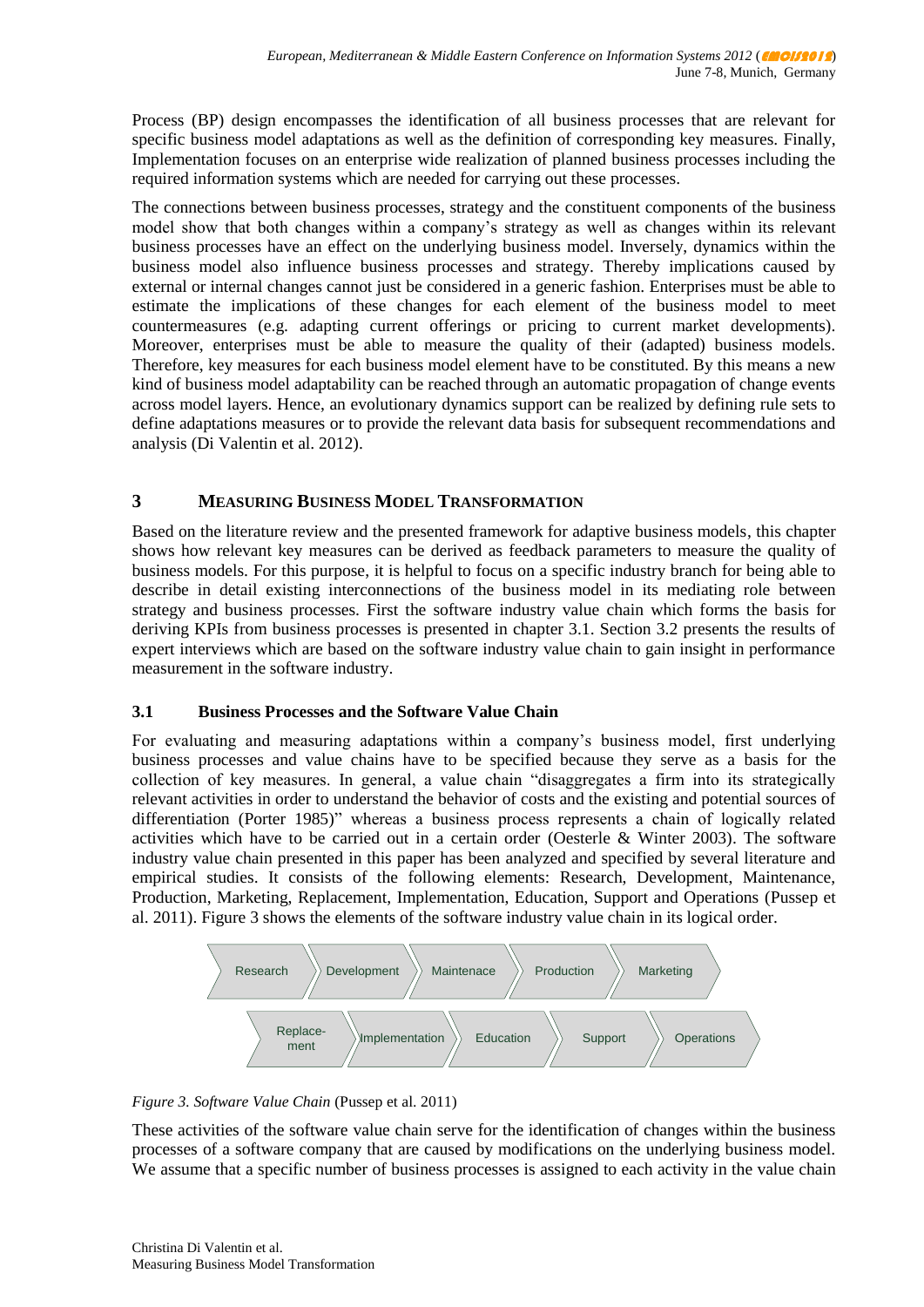Process (BP) design encompasses the identification of all business processes that are relevant for specific business model adaptations as well as the definition of corresponding key measures. Finally, Implementation focuses on an enterprise wide realization of planned business processes including the required information systems which are needed for carrying out these processes.

The connections between business processes, strategy and the constituent components of the business model show that both changes within a company's strategy as well as changes within its relevant business processes have an effect on the underlying business model. Inversely, dynamics within the business model also influence business processes and strategy. Thereby implications caused by external or internal changes cannot just be considered in a generic fashion. Enterprises must be able to estimate the implications of these changes for each element of the business model to meet countermeasures (e.g. adapting current offerings or pricing to current market developments). Moreover, enterprises must be able to measure the quality of their (adapted) business models. Therefore, key measures for each business model element have to be constituted. By this means a new kind of business model adaptability can be reached through an automatic propagation of change events across model layers. Hence, an evolutionary dynamics support can be realized by defining rule sets to define adaptations measures or to provide the relevant data basis for subsequent recommendations and analysis (Di Valentin et al. 2012).

## 3 MEASURING BUSINESS MODEL TRANSFORMATION

Based on the literature review and the presented framework for adaptive business models, this chapter shows how relevant key measures can be derived as feedback parameters to measure the quality of business models. For this purpose, it is helpful to focus on a specific industry branch for being able to describe in detail existing interconnections of the business model in its mediating role between strategy and business processes. First the software industry value chain which forms the basis for deriving KPIs from business processes is presented in chapter 3.1. Section 3.2 presents the results of expert interviews which are based on the software industry value chain to gain insight in performance measurement in the software industry.

### 3.1 Business Processes and the Software Value Chain

For evaluating and measuring adaptations within a company's business model, first underlying business processes and value chains have to be specified because they serve as a basis for the collection of key measures. In general, a value chain "disaggregates a firm into its strategically relevant activities in order to understand the behavior of costs and the existing and potential sources of differentiation (Porter 1985)" whereas a business process represents a chain of logically related activities which have to be carried out in a certain order (Oesterle & Winter 2003). The software industry value chain presented in this paper has been analyzed and specified by several literature and empirical studies. It consists of the following elements: Research, Development, Maintenance, Production, Marketing, Replacement, Implementation, Education, Support and Operations (Pussep et al. 2011). Figure 3 shows the elements of the software industry value chain in its logical order.

Research → Development → Maintenace → Production → Marketing

Replace-ment → Implementation → Education → Support → Operations

*Figure 3. Software Value Chain* (Pussep et al. 2011)

These activities of the software value chain serve for the identification of changes within the business processes of a software company that are caused by modifications on the underlying business model. We assume that a specific number of business processes is assigned to each activity in the value chain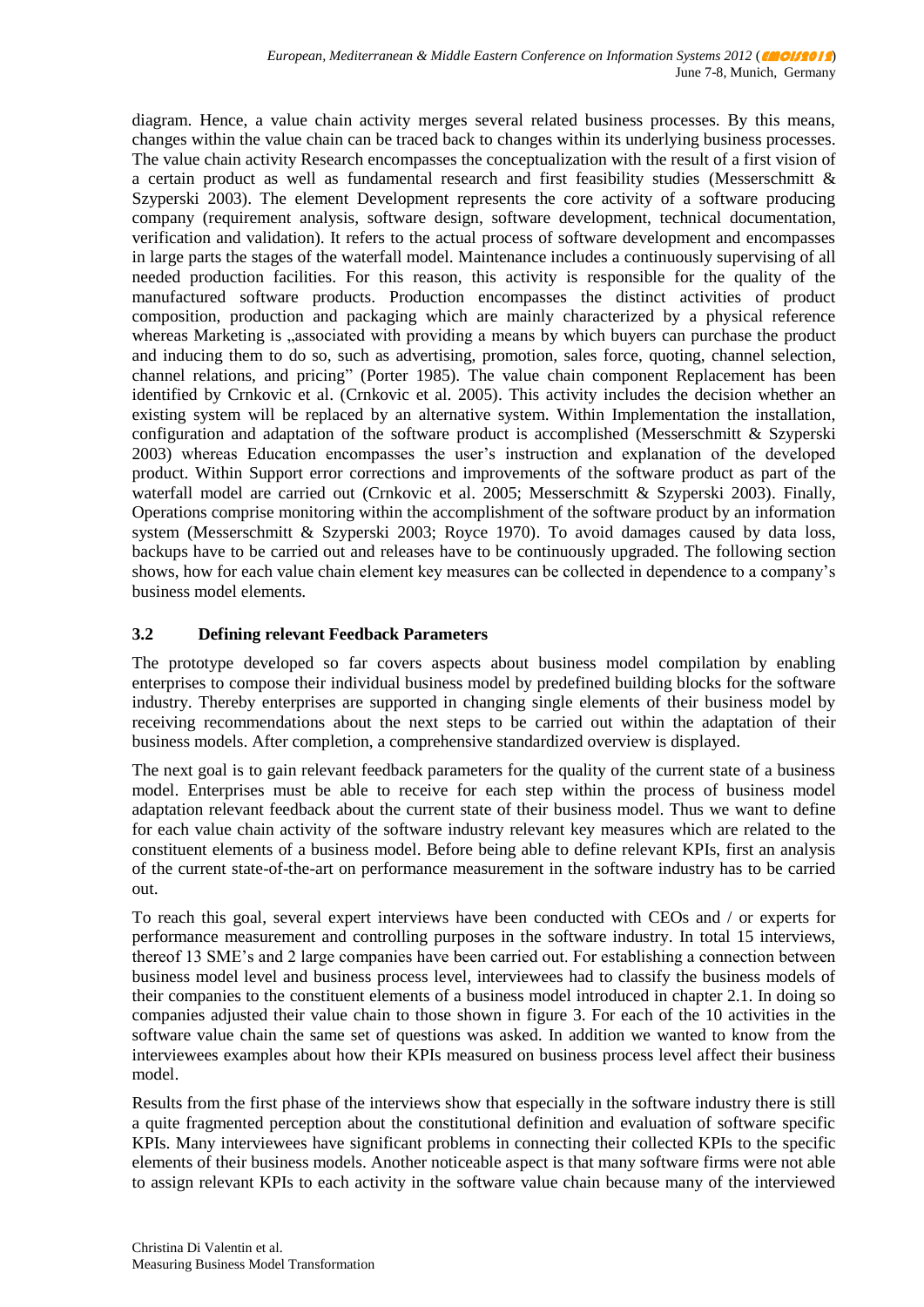diagram. Hence, a value chain activity merges several related business processes. By this means, changes within the value chain can be traced back to changes within its underlying business processes. The value chain activity Research encompasses the conceptualization with the result of a first vision of a certain product as well as fundamental research and first feasibility studies (Messerschmitt & Szyperski 2003). The element Development represents the core activity of a software producing company (requirement analysis, software design, software development, technical documentation, verification and validation). It refers to the actual process of software development and encompasses in large parts the stages of the waterfall model. Maintenance includes a continuously supervising of all needed production facilities. For this reason, this activity is responsible for the quality of the manufactured software products. Production encompasses the distinct activities of product composition, production and packaging which are mainly characterized by a physical reference whereas Marketing is „associated with providing a means by which buyers can purchase the product and inducing them to do so, such as advertising, promotion, sales force, quoting, channel selection, channel relations, and pricing" (Porter 1985). The value chain component Replacement has been identified by Crnkovic et al. (Crnkovic et al. 2005). This activity includes the decision whether an existing system will be replaced by an alternative system. Within Implementation the installation, configuration and adaptation of the software product is accomplished (Messerschmitt & Szyperski 2003) whereas Education encompasses the user's instruction and explanation of the developed product. Within Support error corrections and improvements of the software product as part of the waterfall model are carried out (Crnkovic et al. 2005; Messerschmitt & Szyperski 2003). Finally, Operations comprise monitoring within the accomplishment of the software product by an information system (Messerschmitt & Szyperski 2003; Royce 1970). To avoid damages caused by data loss, backups have to be carried out and releases have to be continuously upgraded. The following section shows, how for each value chain element key measures can be collected in dependence to a company's business model elements.

### 3.2 Defining relevant Feedback Parameters

The prototype developed so far covers aspects about business model compilation by enabling enterprises to compose their individual business model by predefined building blocks for the software industry. Thereby enterprises are supported in changing single elements of their business model by receiving recommendations about the next steps to be carried out within the adaptation of their business models. After completion, a comprehensive standardized overview is displayed.

The next goal is to gain relevant feedback parameters for the quality of the current state of a business model. Enterprises must be able to receive for each step within the process of business model adaptation relevant feedback about the current state of their business model. Thus we want to define for each value chain activity of the software industry relevant key measures which are related to the constituent elements of a business model. Before being able to define relevant KPIs, first an analysis of the current state-of-the-art on performance measurement in the software industry has to be carried out.

To reach this goal, several expert interviews have been conducted with CEOs and / or experts for performance measurement and controlling purposes in the software industry. In total 15 interviews, thereof 13 SME's and 2 large companies have been carried out. For establishing a connection between business model level and business process level, interviewees had to classify the business models of their companies to the constituent elements of a business model introduced in chapter 2.1. In doing so companies adjusted their value chain to those shown in figure 3. For each of the 10 activities in the software value chain the same set of questions was asked. In addition we wanted to know from the interviewees examples about how their KPIs measured on business process level affect their business model.

Results from the first phase of the interviews show that especially in the software industry there is still a quite fragmented perception about the constitutional definition and evaluation of software specific KPIs. Many interviewees have significant problems in connecting their collected KPIs to the specific elements of their business models. Another noticeable aspect is that many software firms were not able to assign relevant KPIs to each activity in the software value chain because many of the interviewed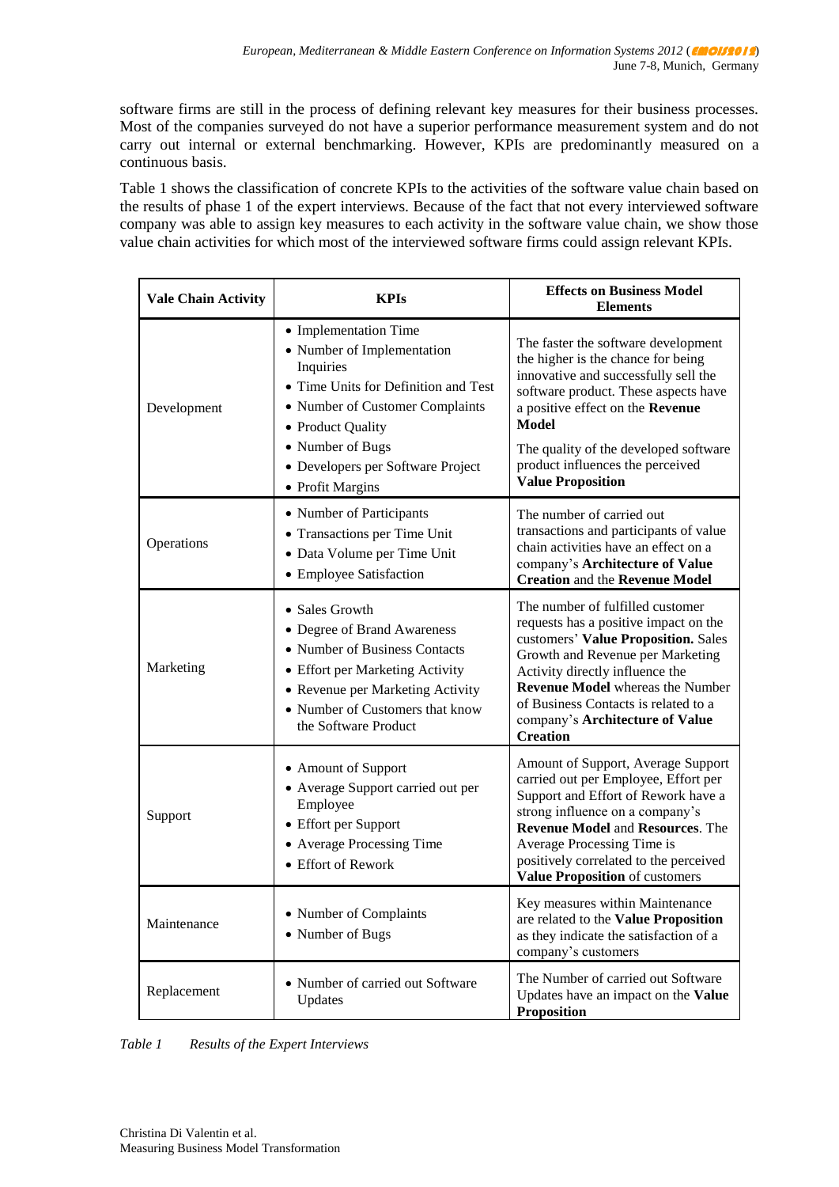software firms are still in the process of defining relevant key measures for their business processes. Most of the companies surveyed do not have a superior performance measurement system and do not carry out internal or external benchmarking. However, KPIs are predominantly measured on a continuous basis.

Table 1 shows the classification of concrete KPIs to the activities of the software value chain based on the results of phase 1 of the expert interviews. Because of the fact that not every interviewed software company was able to assign key measures to each activity in the software value chain, we show those value chain activities for which most of the interviewed software firms could assign relevant KPIs.

| Vale Chain Activity | KPIs | Effects on Business Model Elements |
|---|---|---|
| Development | • Implementation Time<br>• Number of Implementation Inquiries<br>• Time Units for Definition and Test<br>• Number of Customer Complaints<br>• Product Quality<br>• Number of Bugs<br>• Developers per Software Project<br>• Profit Margins | The faster the software development the higher is the chance for being innovative and successfully sell the software product. These aspects have a positive effect on the **Revenue Model**<br><br>The quality of the developed software product influences the perceived **Value Proposition** |
| Operations | • Number of Participants<br>• Transactions per Time Unit<br>• Data Volume per Time Unit<br>• Employee Satisfaction | The number of carried out transactions and participants of value chain activities have an effect on a company's **Architecture of Value Creation** and the **Revenue Model** |
| Marketing | • Sales Growth<br>• Degree of Brand Awareness<br>• Number of Business Contacts<br>• Effort per Marketing Activity<br>• Revenue per Marketing Activity<br>• Number of Customers that know the Software Product | The number of fulfilled customer requests has a positive impact on the customers' **Value Proposition.** Sales Growth and Revenue per Marketing Activity directly influence the **Revenue Model** whereas the Number of Business Contacts is related to a company's **Architecture of Value Creation** |
| Support | • Amount of Support<br>• Average Support carried out per Employee<br>• Effort per Support<br>• Average Processing Time<br>• Effort of Rework | Amount of Support, Average Support carried out per Employee, Effort per Support and Effort of Rework have a strong influence on a company's **Revenue Model** and **Resources**. The Average Processing Time is positively correlated to the perceived **Value Proposition** of customers |
| Maintenance | • Number of Complaints<br>• Number of Bugs | Key measures within Maintenance are related to the **Value Proposition** as they indicate the satisfaction of a company's customers |
| Replacement | • Number of carried out Software Updates | The Number of carried out Software Updates have an impact on the **Value Proposition** |

*Table 1 Results of the Expert Interviews*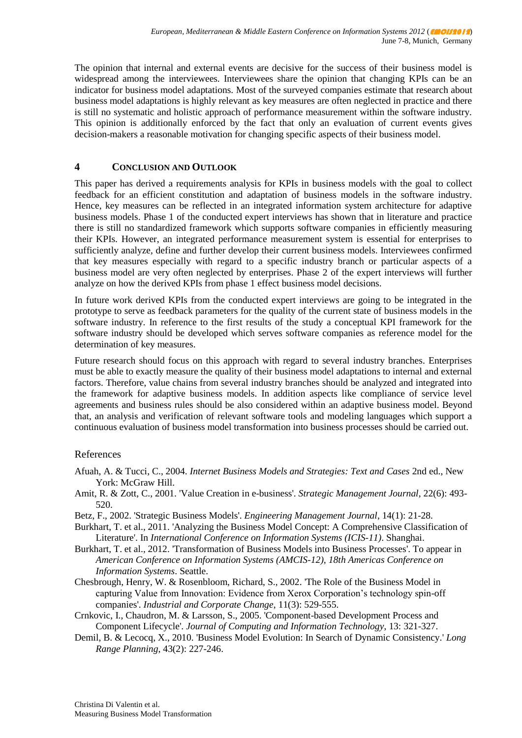The opinion that internal and external events are decisive for the success of their business model is widespread among the interviewees. Interviewees share the opinion that changing KPIs can be an indicator for business model adaptations. Most of the surveyed companies estimate that research about business model adaptations is highly relevant as key measures are often neglected in practice and there is still no systematic and holistic approach of performance measurement within the software industry. This opinion is additionally enforced by the fact that only an evaluation of current events gives decision-makers a reasonable motivation for changing specific aspects of their business model.

## 4 CONCLUSION AND OUTLOOK

This paper has derived a requirements analysis for KPIs in business models with the goal to collect feedback for an efficient constitution and adaptation of business models in the software industry. Hence, key measures can be reflected in an integrated information system architecture for adaptive business models. Phase 1 of the conducted expert interviews has shown that in literature and practice there is still no standardized framework which supports software companies in efficiently measuring their KPIs. However, an integrated performance measurement system is essential for enterprises to sufficiently analyze, define and further develop their current business models. Interviewees confirmed that key measures especially with regard to a specific industry branch or particular aspects of a business model are very often neglected by enterprises. Phase 2 of the expert interviews will further analyze on how the derived KPIs from phase 1 effect business model decisions.

In future work derived KPIs from the conducted expert interviews are going to be integrated in the prototype to serve as feedback parameters for the quality of the current state of business models in the software industry. In reference to the first results of the study a conceptual KPI framework for the software industry should be developed which serves software companies as reference model for the determination of key measures.

Future research should focus on this approach with regard to several industry branches. Enterprises must be able to exactly measure the quality of their business model adaptations to internal and external factors. Therefore, value chains from several industry branches should be analyzed and integrated into the framework for adaptive business models. In addition aspects like compliance of service level agreements and business rules should be also considered within an adaptive business model. Beyond that, an analysis and verification of relevant software tools and modeling languages which support a continuous evaluation of business model transformation into business processes should be carried out.

## References

Afuah, A. & Tucci, C., 2004. *Internet Business Models and Strategies: Text and Cases* 2nd ed., New York: McGraw Hill.

Amit, R. & Zott, C., 2001. 'Value Creation in e-business'. *Strategic Management Journal*, 22(6): 493-520.

Betz, F., 2002. 'Strategic Business Models'. *Engineering Management Journal*, 14(1): 21-28.

Burkhart, T. et al., 2011. 'Analyzing the Business Model Concept: A Comprehensive Classification of Literature'. In *International Conference on Information Systems (ICIS-11)*. Shanghai.

Burkhart, T. et al., 2012. 'Transformation of Business Models into Business Processes'. To appear in *American Conference on Information Systems (AMCIS-12), 18th Americas Conference on Information Systems*. Seattle.

Chesbrough, Henry, W. & Rosenbloom, Richard, S., 2002. 'The Role of the Business Model in capturing Value from Innovation: Evidence from Xerox Corporation's technology spin-off companies'. *Industrial and Corporate Change*, 11(3): 529-555.

Crnkovic, I., Chaudron, M. & Larsson, S., 2005. 'Component-based Development Process and Component Lifecycle'. *Journal of Computing and Information Technology*, 13: 321-327.

Demil, B. & Lecocq, X., 2010. 'Business Model Evolution: In Search of Dynamic Consistency.' *Long Range Planning*, 43(2): 227-246.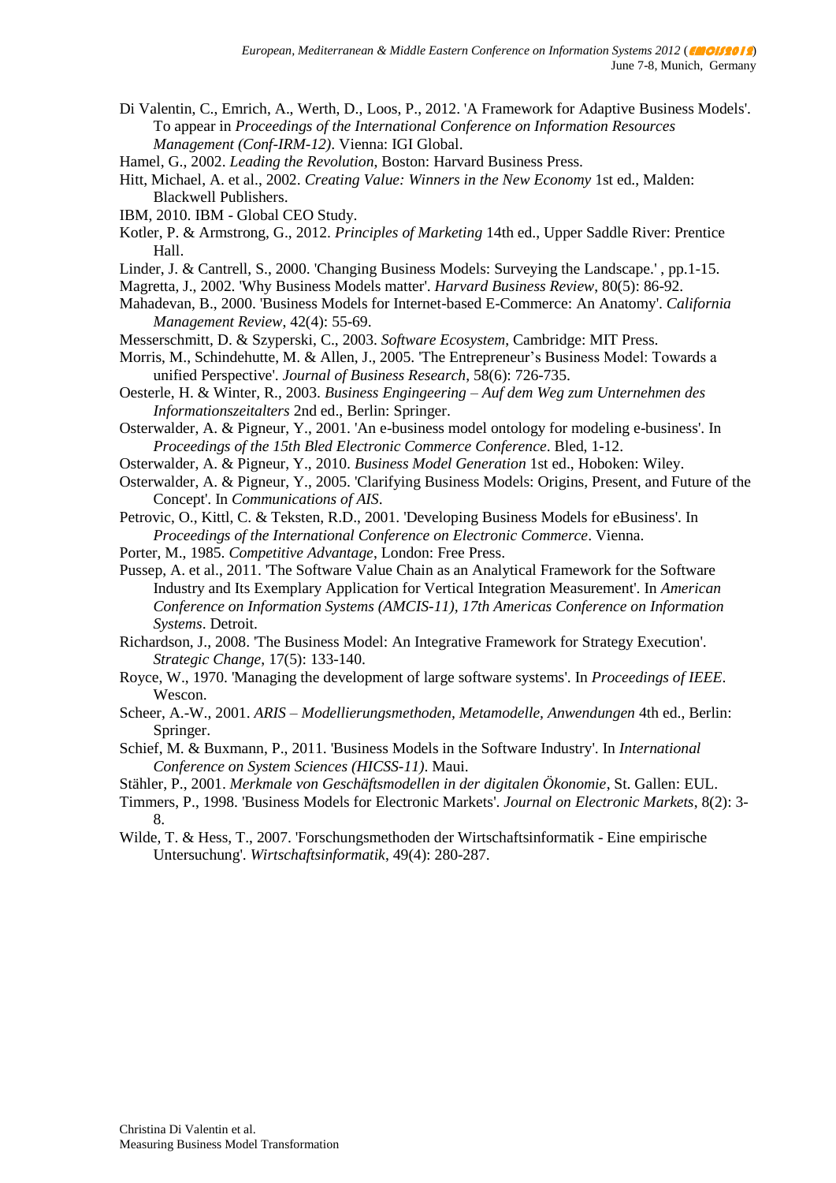Di Valentin, C., Emrich, A., Werth, D., Loos, P., 2012. 'A Framework for Adaptive Business Models'. To appear in *Proceedings of the International Conference on Information Resources Management (Conf-IRM-12)*. Vienna: IGI Global.

Hamel, G., 2002. *Leading the Revolution*, Boston: Harvard Business Press.

Hitt, Michael, A. et al., 2002. *Creating Value: Winners in the New Economy* 1st ed., Malden: Blackwell Publishers.

IBM, 2010. IBM - Global CEO Study.

Kotler, P. & Armstrong, G., 2012. *Principles of Marketing* 14th ed., Upper Saddle River: Prentice Hall.

Linder, J. & Cantrell, S., 2000. 'Changing Business Models: Surveying the Landscape.' , pp.1-15.

Magretta, J., 2002. 'Why Business Models matter'. *Harvard Business Review*, 80(5): 86-92.

Mahadevan, B., 2000. 'Business Models for Internet-based E-Commerce: An Anatomy'. *California Management Review*, 42(4): 55-69.

Messerschmitt, D. & Szyperski, C., 2003. *Software Ecosystem*, Cambridge: MIT Press.

Morris, M., Schindehutte, M. & Allen, J., 2005. 'The Entrepreneur's Business Model: Towards a unified Perspective'. *Journal of Business Research*, 58(6): 726-735.

Oesterle, H. & Winter, R., 2003. *Business Engingeering – Auf dem Weg zum Unternehmen des Informationszeitalters* 2nd ed., Berlin: Springer.

Osterwalder, A. & Pigneur, Y., 2001. 'An e-business model ontology for modeling e-business'. In *Proceedings of the 15th Bled Electronic Commerce Conference*. Bled, 1-12.

Osterwalder, A. & Pigneur, Y., 2010. *Business Model Generation* 1st ed., Hoboken: Wiley.

Osterwalder, A. & Pigneur, Y., 2005. 'Clarifying Business Models: Origins, Present, and Future of the Concept'. In *Communications of AIS*.

Petrovic, O., Kittl, C. & Teksten, R.D., 2001. 'Developing Business Models for eBusiness'. In *Proceedings of the International Conference on Electronic Commerce*. Vienna.

Porter, M., 1985. *Competitive Advantage*, London: Free Press.

Pussep, A. et al., 2011. 'The Software Value Chain as an Analytical Framework for the Software Industry and Its Exemplary Application for Vertical Integration Measurement'. In *American Conference on Information Systems (AMCIS-11), 17th Americas Conference on Information Systems*. Detroit.

Richardson, J., 2008. 'The Business Model: An Integrative Framework for Strategy Execution'. *Strategic Change*, 17(5): 133-140.

Royce, W., 1970. 'Managing the development of large software systems'. In *Proceedings of IEEE*. Wescon.

Scheer, A.-W., 2001. *ARIS – Modellierungsmethoden, Metamodelle, Anwendungen* 4th ed., Berlin: Springer.

Schief, M. & Buxmann, P., 2011. 'Business Models in the Software Industry'. In *International Conference on System Sciences (HICSS-11)*. Maui.

Stähler, P., 2001. *Merkmale von Geschäftsmodellen in der digitalen Ökonomie*, St. Gallen: EUL.

Timmers, P., 1998. 'Business Models for Electronic Markets'. *Journal on Electronic Markets*, 8(2): 3-8.

Wilde, T. & Hess, T., 2007. 'Forschungsmethoden der Wirtschaftsinformatik - Eine empirische Untersuchung'. *Wirtschaftsinformatik*, 49(4): 280-287.